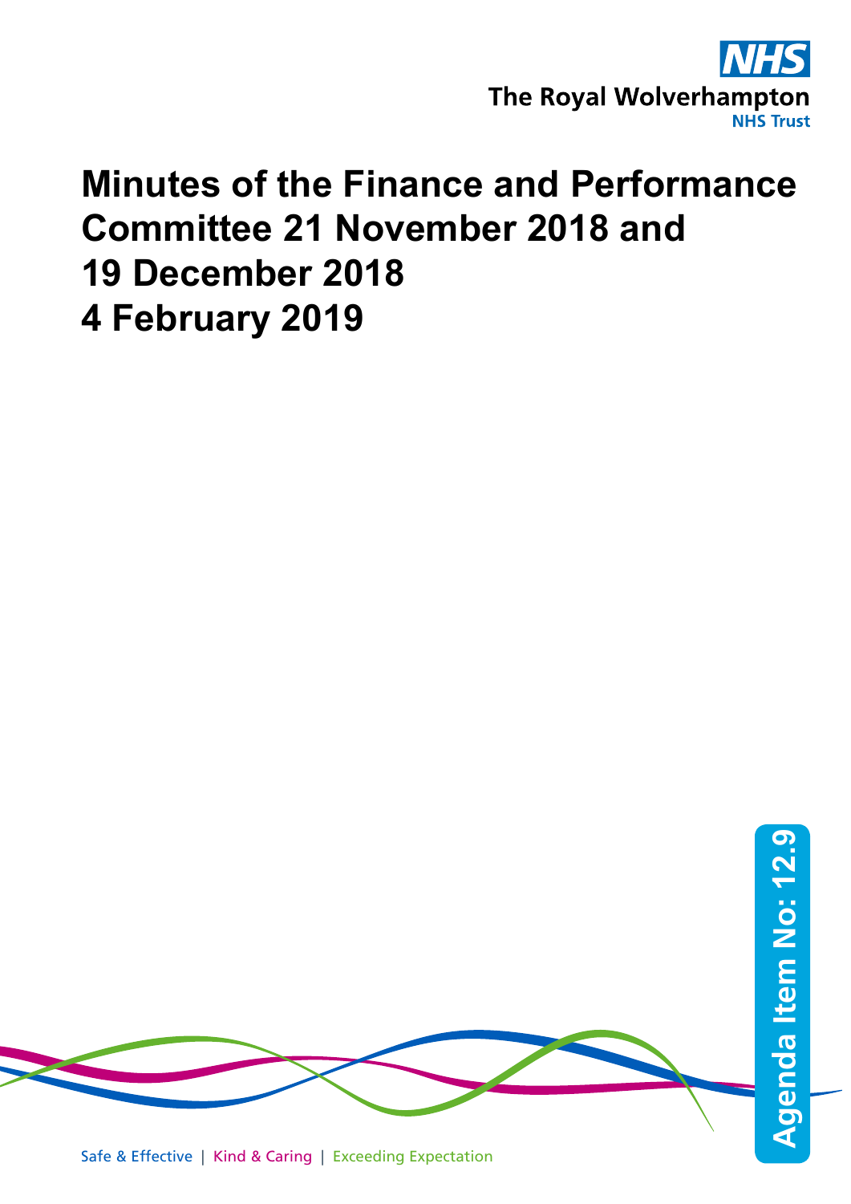The Royal Wolverhampton
NHS Trust

# Minutes of the Finance and Performance Committee 21 November 2018 and 19 December 2018 4 February 2019

Agenda Item No: 12.9

Safe & Effective | Kind & Caring | Exceeding Expectation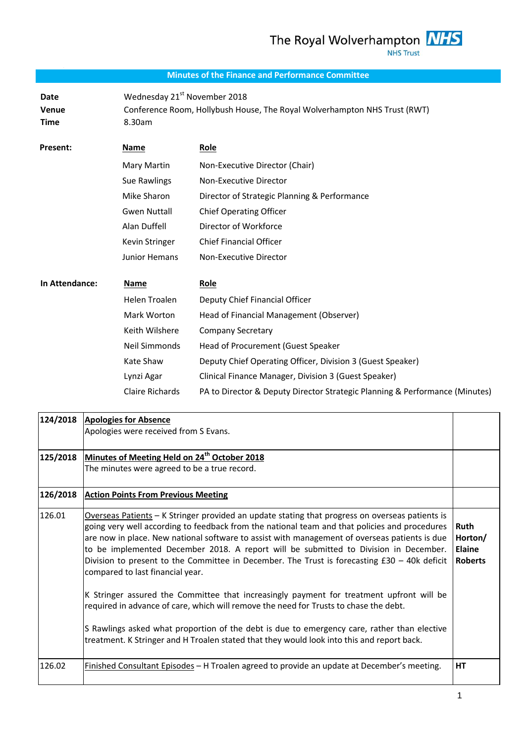The Royal Wolverhampton NHS Trust

## Minutes of the Finance and Performance Committee

| | |
|---|---|
| **Date** | Wednesday 21st November 2018 |
| **Venue** | Conference Room, Hollybush House, The Royal Wolverhampton NHS Trust (RWT) |
| **Time** | 8.30am |

**Present:**

| Name | Role |
|---|---|
| Mary Martin | Non-Executive Director (Chair) |
| Sue Rawlings | Non-Executive Director |
| Mike Sharon | Director of Strategic Planning & Performance |
| Gwen Nuttall | Chief Operating Officer |
| Alan Duffell | Director of Workforce |
| Kevin Stringer | Chief Financial Officer |
| Junior Hemans | Non-Executive Director |

**In Attendance:**

| Name | Role |
|---|---|
| Helen Troalen | Deputy Chief Financial Officer |
| Mark Worton | Head of Financial Management (Observer) |
| Keith Wilshere | Company Secretary |
| Neil Simmonds | Head of Procurement (Guest Speaker |
| Kate Shaw | Deputy Chief Operating Officer, Division 3 (Guest Speaker) |
| Lynzi Agar | Clinical Finance Manager, Division 3 (Guest Speaker) |
| Claire Richards | PA to Director & Deputy Director Strategic Planning & Performance (Minutes) |

| | | |
|---|---|---|
| **124/2018** | **Apologies for Absence**<br>Apologies were received from S Evans. | |
| **125/2018** | **Minutes of Meeting Held on 24th October 2018**<br>The minutes were agreed to be a true record. | |
| **126/2018** | **Action Points From Previous Meeting** | |
| 126.01 | Overseas Patients – K Stringer provided an update stating that progress on overseas patients is going very well according to feedback from the national team and that policies and procedures are now in place. New national software to assist with management of overseas patients is due to be implemented December 2018. A report will be submitted to Division in December. Division to present to the Committee in December. The Trust is forecasting £30 – 40k deficit compared to last financial year.<br><br>K Stringer assured the Committee that increasingly payment for treatment upfront will be required in advance of care, which will remove the need for Trusts to chase the debt.<br><br>S Rawlings asked what proportion of the debt is due to emergency care, rather than elective treatment. K Stringer and H Troalen stated that they would look into this and report back. | **Ruth Horton/ Elaine Roberts** |
| 126.02 | Finished Consultant Episodes – H Troalen agreed to provide an update at December's meeting. | **HT** |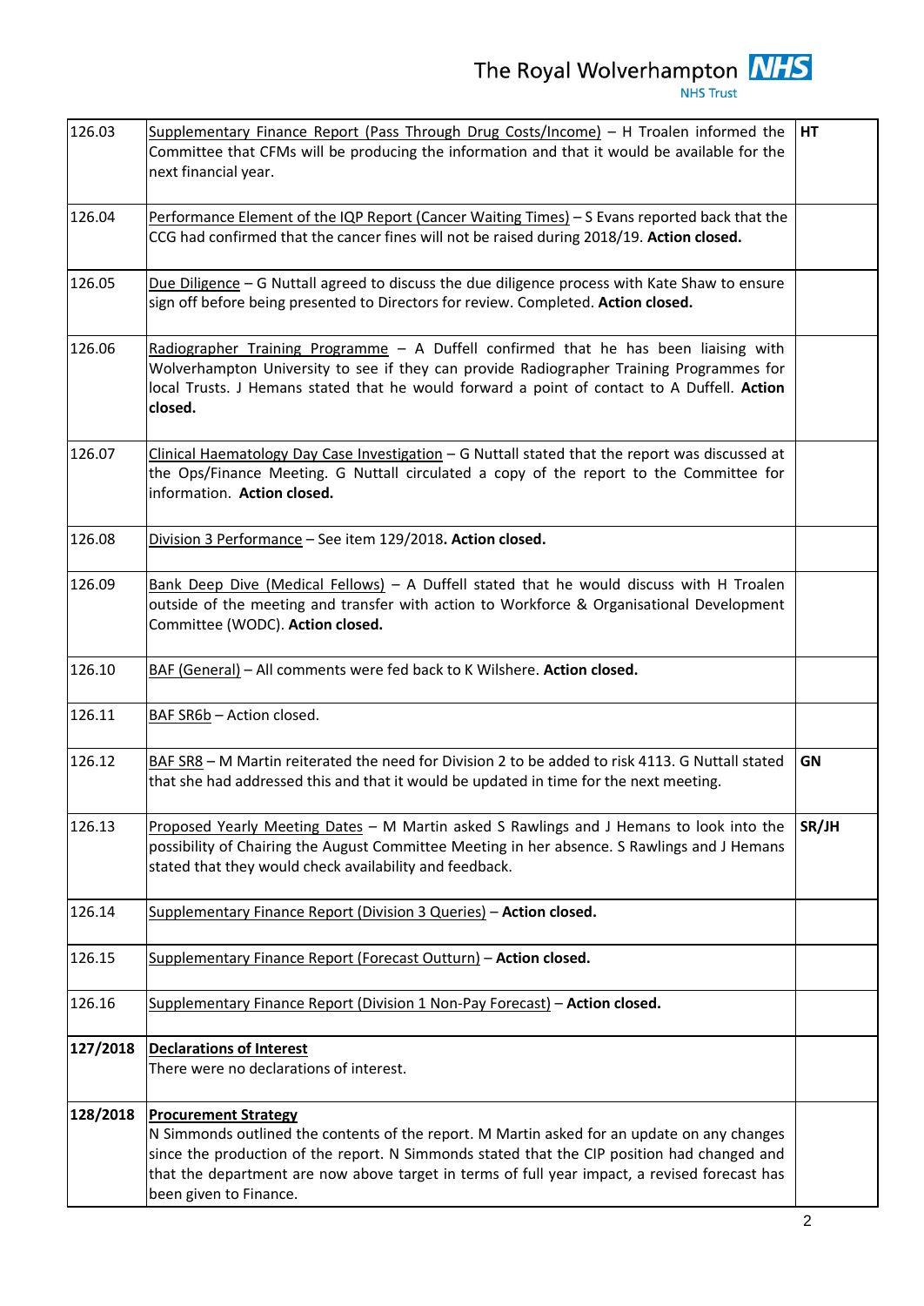| | | |
|---|---|---|
| 126.03 | Supplementary Finance Report (Pass Through Drug Costs/Income) – H Troalen informed the Committee that CFMs will be producing the information and that it would be available for the next financial year. | **HT** |
| 126.04 | Performance Element of the IQP Report (Cancer Waiting Times) – S Evans reported back that the CCG had confirmed that the cancer fines will not be raised during 2018/19. **Action closed.** | |
| 126.05 | Due Diligence – G Nuttall agreed to discuss the due diligence process with Kate Shaw to ensure sign off before being presented to Directors for review. Completed. **Action closed.** | |
| 126.06 | Radiographer Training Programme – A Duffell confirmed that he has been liaising with Wolverhampton University to see if they can provide Radiographer Training Programmes for local Trusts. J Hemans stated that he would forward a point of contact to A Duffell. **Action closed.** | |
| 126.07 | Clinical Haematology Day Case Investigation – G Nuttall stated that the report was discussed at the Ops/Finance Meeting. G Nuttall circulated a copy of the report to the Committee for information. **Action closed.** | |
| 126.08 | Division 3 Performance – See item 129/2018**. Action closed.** | |
| 126.09 | Bank Deep Dive (Medical Fellows) – A Duffell stated that he would discuss with H Troalen outside of the meeting and transfer with action to Workforce & Organisational Development Committee (WODC). **Action closed.** | |
| 126.10 | BAF (General) – All comments were fed back to K Wilshere. **Action closed.** | |
| 126.11 | BAF SR6b – Action closed. | |
| 126.12 | BAF SR8 – M Martin reiterated the need for Division 2 to be added to risk 4113. G Nuttall stated that she had addressed this and that it would be updated in time for the next meeting. | **GN** |
| 126.13 | Proposed Yearly Meeting Dates – M Martin asked S Rawlings and J Hemans to look into the possibility of Chairing the August Committee Meeting in her absence. S Rawlings and J Hemans stated that they would check availability and feedback. | **SR/JH** |
| 126.14 | Supplementary Finance Report (Division 3 Queries) – **Action closed.** | |
| 126.15 | Supplementary Finance Report (Forecast Outturn) – **Action closed.** | |
| 126.16 | Supplementary Finance Report (Division 1 Non-Pay Forecast) – **Action closed.** | |
| **127/2018** | **Declarations of Interest**<br>There were no declarations of interest. | |
| **128/2018** | **Procurement Strategy**<br>N Simmonds outlined the contents of the report. M Martin asked for an update on any changes since the production of the report. N Simmonds stated that the CIP position had changed and that the department are now above target in terms of full year impact, a revised forecast has been given to Finance. | |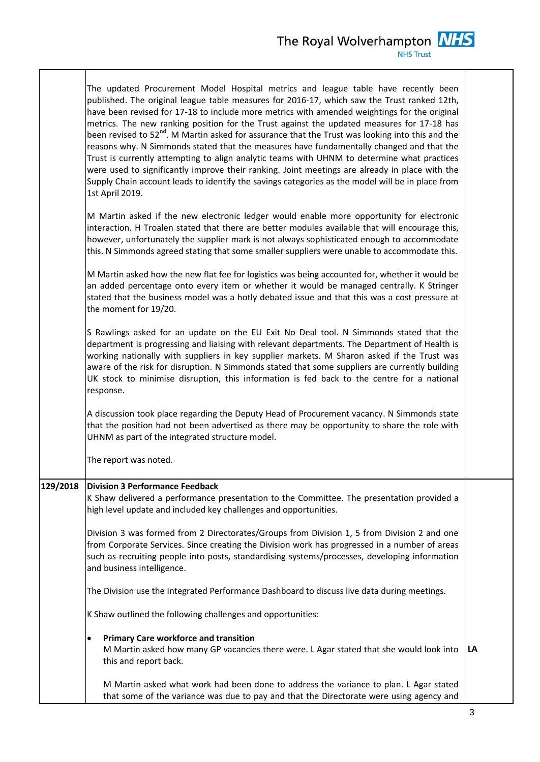| | | |
|---|---|---|
| | The updated Procurement Model Hospital metrics and league table have recently been published. The original league table measures for 2016-17, which saw the Trust ranked 12th, have been revised for 17-18 to include more metrics with amended weightings for the original metrics. The new ranking position for the Trust against the updated measures for 17-18 has been revised to 52nd. M Martin asked for assurance that the Trust was looking into this and the reasons why. N Simmonds stated that the measures have fundamentally changed and that the Trust is currently attempting to align analytic teams with UHNM to determine what practices were used to significantly improve their ranking. Joint meetings are already in place with the Supply Chain account leads to identify the savings categories as the model will be in place from 1st April 2019.<br><br>M Martin asked if the new electronic ledger would enable more opportunity for electronic interaction. H Troalen stated that there are better modules available that will encourage this, however, unfortunately the supplier mark is not always sophisticated enough to accommodate this. N Simmonds agreed stating that some smaller suppliers were unable to accommodate this.<br><br>M Martin asked how the new flat fee for logistics was being accounted for, whether it would be an added percentage onto every item or whether it would be managed centrally. K Stringer stated that the business model was a hotly debated issue and that this was a cost pressure at the moment for 19/20.<br><br>S Rawlings asked for an update on the EU Exit No Deal tool. N Simmonds stated that the department is progressing and liaising with relevant departments. The Department of Health is working nationally with suppliers in key supplier markets. M Sharon asked if the Trust was aware of the risk for disruption. N Simmonds stated that some suppliers are currently building UK stock to minimise disruption, this information is fed back to the centre for a national response.<br><br>A discussion took place regarding the Deputy Head of Procurement vacancy. N Simmonds state that the position had not been advertised as there may be opportunity to share the role with UHNM as part of the integrated structure model.<br><br>The report was noted. | |
| **129/2018** | **Division 3 Performance Feedback**<br>K Shaw delivered a performance presentation to the Committee. The presentation provided a high level update and included key challenges and opportunities.<br><br>Division 3 was formed from 2 Directorates/Groups from Division 1, 5 from Division 2 and one from Corporate Services. Since creating the Division work has progressed in a number of areas such as recruiting people into posts, standardising systems/processes, developing information and business intelligence.<br><br>The Division use the Integrated Performance Dashboard to discuss live data during meetings.<br><br>K Shaw outlined the following challenges and opportunities:<br><br>• **Primary Care workforce and transition**<br>M Martin asked how many GP vacancies there were. L Agar stated that she would look into this and report back.<br><br>M Martin asked what work had been done to address the variance to plan. L Agar stated that some of the variance was due to pay and that the Directorate were using agency and | **LA** |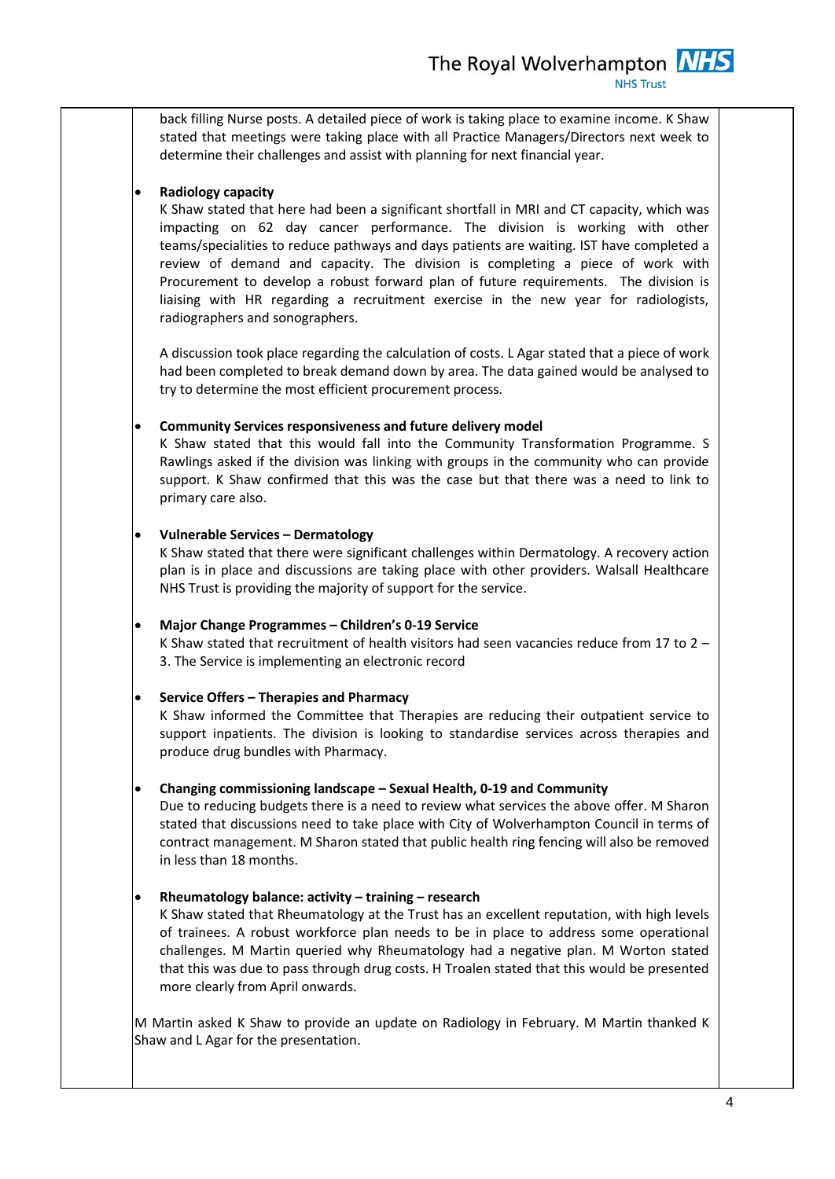back filling Nurse posts. A detailed piece of work is taking place to examine income. K Shaw stated that meetings were taking place with all Practice Managers/Directors next week to determine their challenges and assist with planning for next financial year.

- **Radiology capacity**
  K Shaw stated that here had been a significant shortfall in MRI and CT capacity, which was impacting on 62 day cancer performance. The division is working with other teams/specialities to reduce pathways and days patients are waiting. IST have completed a review of demand and capacity. The division is completing a piece of work with Procurement to develop a robust forward plan of future requirements. The division is liaising with HR regarding a recruitment exercise in the new year for radiologists, radiographers and sonographers.

  A discussion took place regarding the calculation of costs. L Agar stated that a piece of work had been completed to break demand down by area. The data gained would be analysed to try to determine the most efficient procurement process.

- **Community Services responsiveness and future delivery model**
  K Shaw stated that this would fall into the Community Transformation Programme. S Rawlings asked if the division was linking with groups in the community who can provide support. K Shaw confirmed that this was the case but that there was a need to link to primary care also.

- **Vulnerable Services – Dermatology**
  K Shaw stated that there were significant challenges within Dermatology. A recovery action plan is in place and discussions are taking place with other providers. Walsall Healthcare NHS Trust is providing the majority of support for the service.

- **Major Change Programmes – Children's 0-19 Service**
  K Shaw stated that recruitment of health visitors had seen vacancies reduce from 17 to 2 – 3. The Service is implementing an electronic record

- **Service Offers – Therapies and Pharmacy**
  K Shaw informed the Committee that Therapies are reducing their outpatient service to support inpatients. The division is looking to standardise services across therapies and produce drug bundles with Pharmacy.

- **Changing commissioning landscape – Sexual Health, 0-19 and Community**
  Due to reducing budgets there is a need to review what services the above offer. M Sharon stated that discussions need to take place with City of Wolverhampton Council in terms of contract management. M Sharon stated that public health ring fencing will also be removed in less than 18 months.

- **Rheumatology balance: activity – training – research**
  K Shaw stated that Rheumatology at the Trust has an excellent reputation, with high levels of trainees. A robust workforce plan needs to be in place to address some operational challenges. M Martin queried why Rheumatology had a negative plan. M Worton stated that this was due to pass through drug costs. H Troalen stated that this would be presented more clearly from April onwards.

M Martin asked K Shaw to provide an update on Radiology in February. M Martin thanked K Shaw and L Agar for the presentation.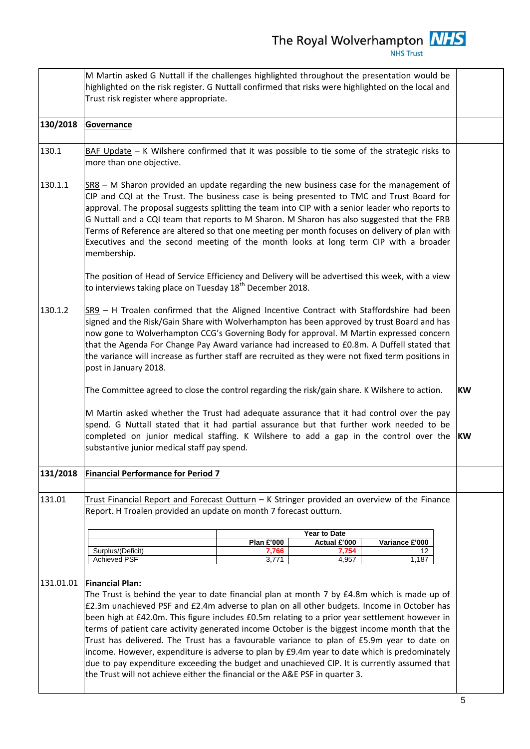| | | |
|---|---|---|
| | M Martin asked G Nuttall if the challenges highlighted throughout the presentation would be highlighted on the risk register. G Nuttall confirmed that risks were highlighted on the local and Trust risk register where appropriate. | |
| **130/2018** | **Governance** | |
| 130.1 | BAF Update – K Wilshere confirmed that it was possible to tie some of the strategic risks to more than one objective. | |
| 130.1.1 | SR8 – M Sharon provided an update regarding the new business case for the management of CIP and CQI at the Trust. The business case is being presented to TMC and Trust Board for approval. The proposal suggests splitting the team into CIP with a senior leader who reports to G Nuttall and a CQI team that reports to M Sharon. M Sharon has also suggested that the FRB Terms of Reference are altered so that one meeting per month focuses on delivery of plan with Executives and the second meeting of the month looks at long term CIP with a broader membership.<br><br>The position of Head of Service Efficiency and Delivery will be advertised this week, with a view to interviews taking place on Tuesday 18th December 2018. | |
| 130.1.2 | SR9 – H Troalen confirmed that the Aligned Incentive Contract with Staffordshire had been signed and the Risk/Gain Share with Wolverhampton has been approved by trust Board and has now gone to Wolverhampton CCG's Governing Body for approval. M Martin expressed concern that the Agenda For Change Pay Award variance had increased to £0.8m. A Duffell stated that the variance will increase as further staff are recruited as they were not fixed term positions in post in January 2018. | |
| | The Committee agreed to close the control regarding the risk/gain share. K Wilshere to action. | **KW** |
| | M Martin asked whether the Trust had adequate assurance that it had control over the pay spend. G Nuttall stated that it had partial assurance but that further work needed to be completed on junior medical staffing. K Wilshere to add a gap in the control over the substantive junior medical staff pay spend. | **KW** |
| **131/2018** | **Financial Performance for Period 7** | |
| 131.01 | Trust Financial Report and Forecast Outturn – K Stringer provided an overview of the Finance Report. H Troalen provided an update on month 7 forecast outturn. | |

| | Year to Date | | |
|---|---|---|---|
| | **Plan £'000** | **Actual £'000** | **Variance £'000** |
| Surplus/(Deficit) | 7,766 | 7,754 | 12 |
| Achieved PSF | 3,771 | 4,957 | 1,187 |

| | | |
|---|---|---|
| 131.01.01 | **Financial Plan:**<br>The Trust is behind the year to date financial plan at month 7 by £4.8m which is made up of £2.3m unachieved PSF and £2.4m adverse to plan on all other budgets. Income in October has been high at £42.0m. This figure includes £0.5m relating to a prior year settlement however in terms of patient care activity generated income October is the biggest income month that the Trust has delivered. The Trust has a favourable variance to plan of £5.9m year to date on income. However, expenditure is adverse to plan by £9.4m year to date which is predominately due to pay expenditure exceeding the budget and unachieved CIP. It is currently assumed that the Trust will not achieve either the financial or the A&E PSF in quarter 3. | |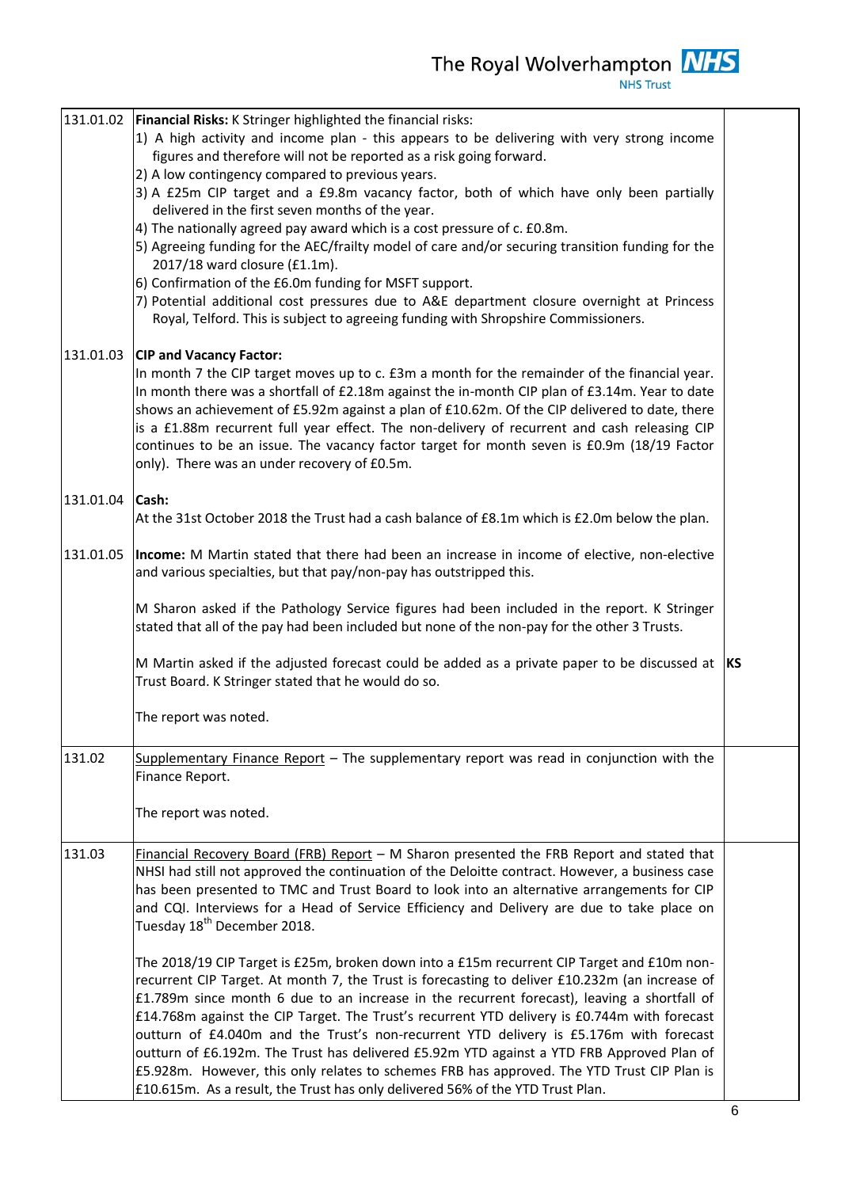| | | |
|---|---|---|
| 131.01.02 | **Financial Risks:** K Stringer highlighted the financial risks:<br>1) A high activity and income plan - this appears to be delivering with very strong income figures and therefore will not be reported as a risk going forward.<br>2) A low contingency compared to previous years.<br>3) A £25m CIP target and a £9.8m vacancy factor, both of which have only been partially delivered in the first seven months of the year.<br>4) The nationally agreed pay award which is a cost pressure of c. £0.8m.<br>5) Agreeing funding for the AEC/frailty model of care and/or securing transition funding for the 2017/18 ward closure (£1.1m).<br>6) Confirmation of the £6.0m funding for MSFT support.<br>7) Potential additional cost pressures due to A&E department closure overnight at Princess Royal, Telford. This is subject to agreeing funding with Shropshire Commissioners. | |
| 131.01.03 | **CIP and Vacancy Factor:**<br>In month 7 the CIP target moves up to c. £3m a month for the remainder of the financial year. In month there was a shortfall of £2.18m against the in-month CIP plan of £3.14m. Year to date shows an achievement of £5.92m against a plan of £10.62m. Of the CIP delivered to date, there is a £1.88m recurrent full year effect. The non-delivery of recurrent and cash releasing CIP continues to be an issue. The vacancy factor target for month seven is £0.9m (18/19 Factor only). There was an under recovery of £0.5m. | |
| 131.01.04 | **Cash:**<br>At the 31st October 2018 the Trust had a cash balance of £8.1m which is £2.0m below the plan. | |
| 131.01.05 | **Income:** M Martin stated that there had been an increase in income of elective, non-elective and various specialties, but that pay/non-pay has outstripped this.<br><br>M Sharon asked if the Pathology Service figures had been included in the report. K Stringer stated that all of the pay had been included but none of the non-pay for the other 3 Trusts.<br><br>M Martin asked if the adjusted forecast could be added as a private paper to be discussed at Trust Board. K Stringer stated that he would do so.<br><br>The report was noted. | **KS** |
| 131.02 | Supplementary Finance Report – The supplementary report was read in conjunction with the Finance Report.<br><br>The report was noted. | |
| 131.03 | Financial Recovery Board (FRB) Report – M Sharon presented the FRB Report and stated that NHSI had still not approved the continuation of the Deloitte contract. However, a business case has been presented to TMC and Trust Board to look into an alternative arrangements for CIP and CQI. Interviews for a Head of Service Efficiency and Delivery are due to take place on Tuesday 18th December 2018.<br><br>The 2018/19 CIP Target is £25m, broken down into a £15m recurrent CIP Target and £10m non-recurrent CIP Target. At month 7, the Trust is forecasting to deliver £10.232m (an increase of £1.789m since month 6 due to an increase in the recurrent forecast), leaving a shortfall of £14.768m against the CIP Target. The Trust's recurrent YTD delivery is £0.744m with forecast outturn of £4.040m and the Trust's non-recurrent YTD delivery is £5.176m with forecast outturn of £6.192m. The Trust has delivered £5.92m YTD against a YTD FRB Approved Plan of £5.928m. However, this only relates to schemes FRB has approved. The YTD Trust CIP Plan is £10.615m. As a result, the Trust has only delivered 56% of the YTD Trust Plan. | |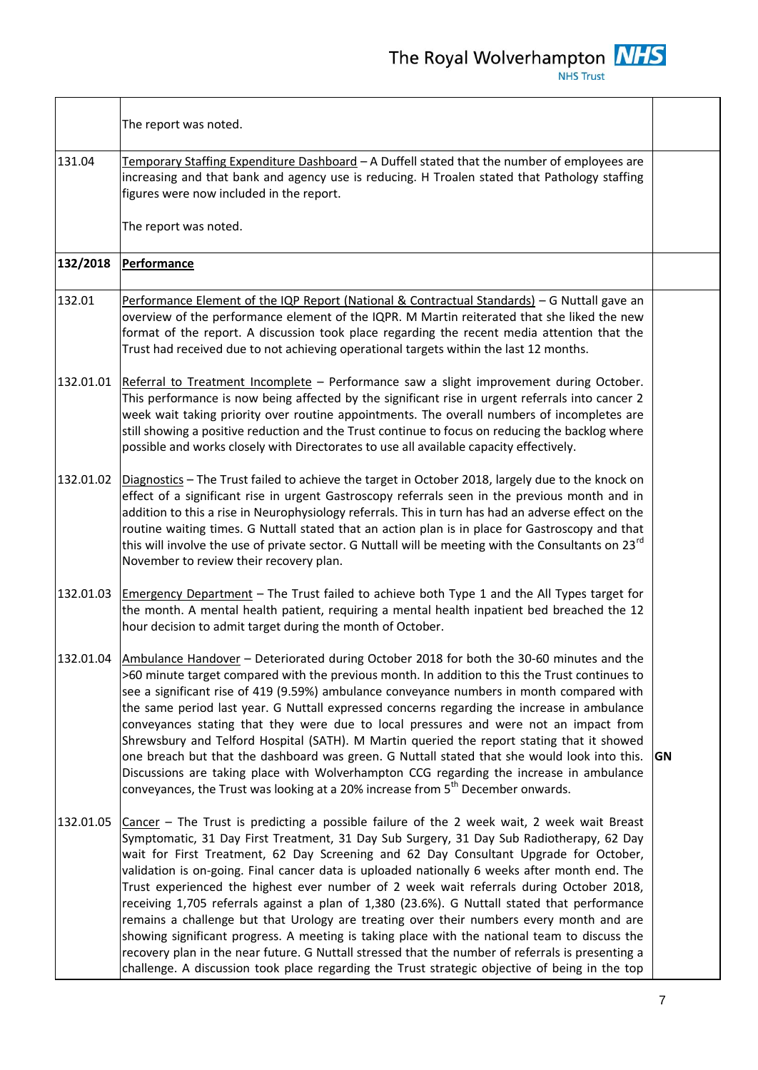| | | |
|---|---|---|
| | The report was noted. | |
| 131.04 | Temporary Staffing Expenditure Dashboard – A Duffell stated that the number of employees are increasing and that bank and agency use is reducing. H Troalen stated that Pathology staffing figures were now included in the report.<br><br>The report was noted. | |
| **132/2018** | **Performance** | |
| 132.01 | Performance Element of the IQP Report (National & Contractual Standards) – G Nuttall gave an overview of the performance element of the IQPR. M Martin reiterated that she liked the new format of the report. A discussion took place regarding the recent media attention that the Trust had received due to not achieving operational targets within the last 12 months. | |
| 132.01.01 | Referral to Treatment Incomplete – Performance saw a slight improvement during October. This performance is now being affected by the significant rise in urgent referrals into cancer 2 week wait taking priority over routine appointments. The overall numbers of incompletes are still showing a positive reduction and the Trust continue to focus on reducing the backlog where possible and works closely with Directorates to use all available capacity effectively. | |
| 132.01.02 | Diagnostics – The Trust failed to achieve the target in October 2018, largely due to the knock on effect of a significant rise in urgent Gastroscopy referrals seen in the previous month and in addition to this a rise in Neurophysiology referrals. This in turn has had an adverse effect on the routine waiting times. G Nuttall stated that an action plan is in place for Gastroscopy and that this will involve the use of private sector. G Nuttall will be meeting with the Consultants on 23rd November to review their recovery plan. | |
| 132.01.03 | Emergency Department – The Trust failed to achieve both Type 1 and the All Types target for the month. A mental health patient, requiring a mental health inpatient bed breached the 12 hour decision to admit target during the month of October. | |
| 132.01.04 | Ambulance Handover – Deteriorated during October 2018 for both the 30-60 minutes and the >60 minute target compared with the previous month. In addition to this the Trust continues to see a significant rise of 419 (9.59%) ambulance conveyance numbers in month compared with the same period last year. G Nuttall expressed concerns regarding the increase in ambulance conveyances stating that they were due to local pressures and were not an impact from Shrewsbury and Telford Hospital (SATH). M Martin queried the report stating that it showed one breach but that the dashboard was green. G Nuttall stated that she would look into this. Discussions are taking place with Wolverhampton CCG regarding the increase in ambulance conveyances, the Trust was looking at a 20% increase from 5th December onwards. | **GN** |
| 132.01.05 | Cancer – The Trust is predicting a possible failure of the 2 week wait, 2 week wait Breast Symptomatic, 31 Day First Treatment, 31 Day Sub Surgery, 31 Day Sub Radiotherapy, 62 Day wait for First Treatment, 62 Day Screening and 62 Day Consultant Upgrade for October, validation is on-going. Final cancer data is uploaded nationally 6 weeks after month end. The Trust experienced the highest ever number of 2 week wait referrals during October 2018, receiving 1,705 referrals against a plan of 1,380 (23.6%). G Nuttall stated that performance remains a challenge but that Urology are treating over their numbers every month and are showing significant progress. A meeting is taking place with the national team to discuss the recovery plan in the near future. G Nuttall stressed that the number of referrals is presenting a challenge. A discussion took place regarding the Trust strategic objective of being in the top | |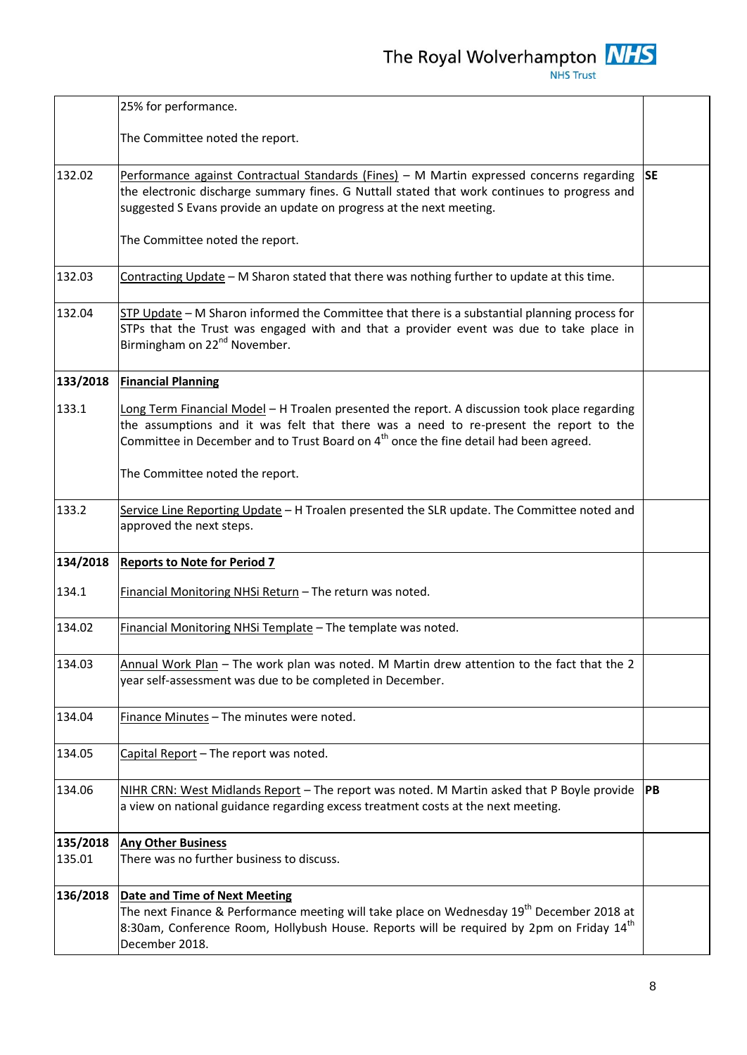| | | |
|---|---|---|
| | 25% for performance.<br><br>The Committee noted the report. | |
| 132.02 | Performance against Contractual Standards (Fines) – M Martin expressed concerns regarding the electronic discharge summary fines. G Nuttall stated that work continues to progress and suggested S Evans provide an update on progress at the next meeting.<br><br>The Committee noted the report. | **SE** |
| 132.03 | Contracting Update – M Sharon stated that there was nothing further to update at this time. | |
| 132.04 | STP Update – M Sharon informed the Committee that there is a substantial planning process for STPs that the Trust was engaged with and that a provider event was due to take place in Birmingham on 22nd November. | |
| **133/2018** | **Financial Planning** | |
| 133.1 | Long Term Financial Model – H Troalen presented the report. A discussion took place regarding the assumptions and it was felt that there was a need to re-present the report to the Committee in December and to Trust Board on 4th once the fine detail had been agreed.<br><br>The Committee noted the report. | |
| 133.2 | Service Line Reporting Update – H Troalen presented the SLR update. The Committee noted and approved the next steps. | |
| **134/2018** | **Reports to Note for Period 7** | |
| 134.1 | Financial Monitoring NHSi Return – The return was noted. | |
| 134.02 | Financial Monitoring NHSi Template – The template was noted. | |
| 134.03 | Annual Work Plan – The work plan was noted. M Martin drew attention to the fact that the 2 year self-assessment was due to be completed in December. | |
| 134.04 | Finance Minutes – The minutes were noted. | |
| 134.05 | Capital Report – The report was noted. | |
| 134.06 | NIHR CRN: West Midlands Report – The report was noted. M Martin asked that P Boyle provide a view on national guidance regarding excess treatment costs at the next meeting. | **PB** |
| **135/2018**<br>135.01 | **Any Other Business**<br>There was no further business to discuss. | |
| **136/2018** | **Date and Time of Next Meeting**<br>The next Finance & Performance meeting will take place on Wednesday 19th December 2018 at 8:30am, Conference Room, Hollybush House. Reports will be required by 2pm on Friday 14th December 2018. | |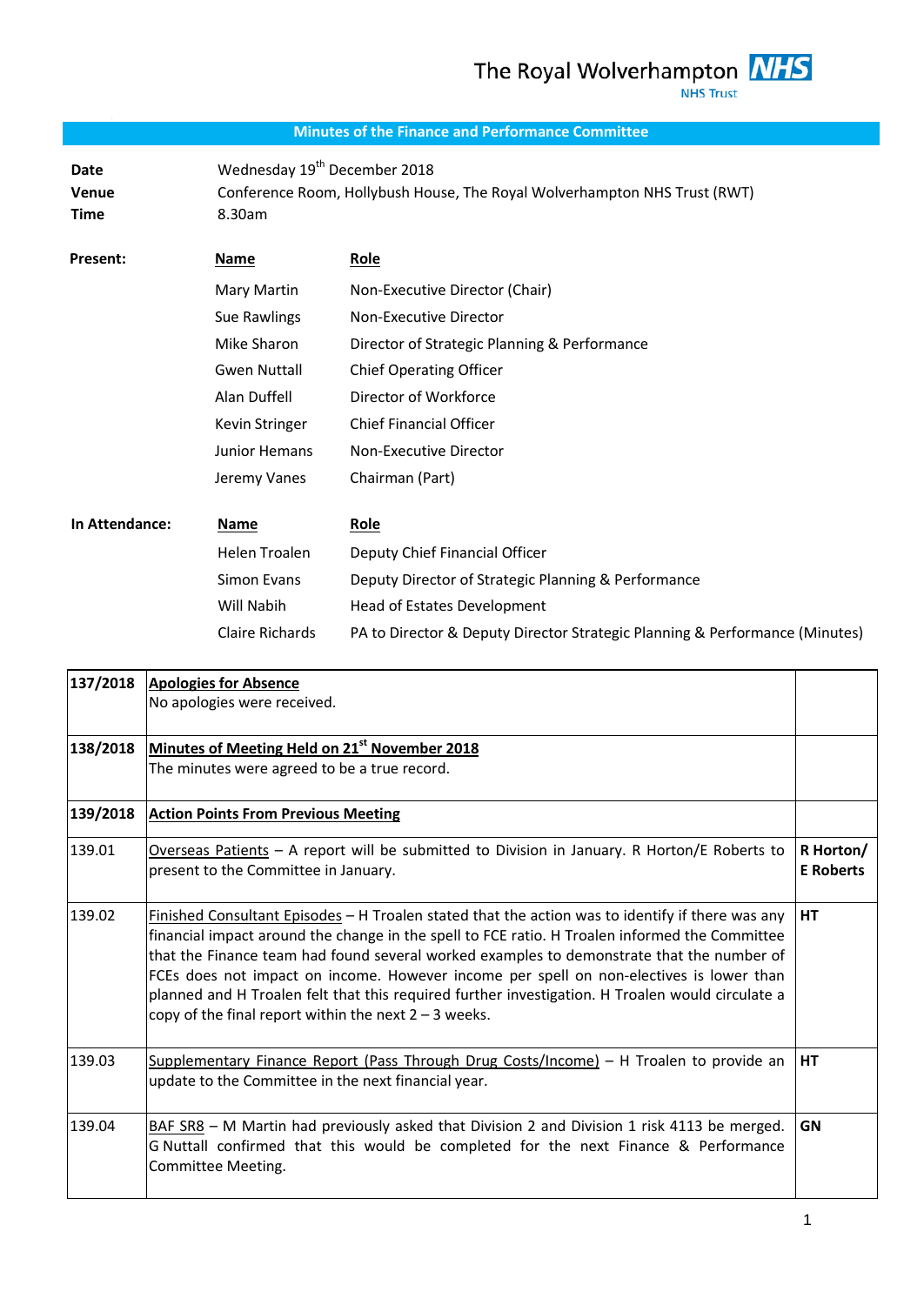The Royal Wolverhampton NHS Trust

## Minutes of the Finance and Performance Committee

| | |
|---|---|
| **Date** | Wednesday 19th December 2018 |
| **Venue** | Conference Room, Hollybush House, The Royal Wolverhampton NHS Trust (RWT) |
| **Time** | 8.30am |

**Present:**

| Name | Role |
|---|---|
| Mary Martin | Non-Executive Director (Chair) |
| Sue Rawlings | Non-Executive Director |
| Mike Sharon | Director of Strategic Planning & Performance |
| Gwen Nuttall | Chief Operating Officer |
| Alan Duffell | Director of Workforce |
| Kevin Stringer | Chief Financial Officer |
| Junior Hemans | Non-Executive Director |
| Jeremy Vanes | Chairman (Part) |

**In Attendance:**

| Name | Role |
|---|---|
| Helen Troalen | Deputy Chief Financial Officer |
| Simon Evans | Deputy Director of Strategic Planning & Performance |
| Will Nabih | Head of Estates Development |
| Claire Richards | PA to Director & Deputy Director Strategic Planning & Performance (Minutes) |

| | | |
|---|---|---|
| **137/2018** | **Apologies for Absence**<br>No apologies were received. | |
| **138/2018** | **Minutes of Meeting Held on 21st November 2018**<br>The minutes were agreed to be a true record. | |
| **139/2018** | **Action Points From Previous Meeting** | |
| 139.01 | Overseas Patients – A report will be submitted to Division in January. R Horton/E Roberts to present to the Committee in January. | **R Horton/ E Roberts** |
| 139.02 | Finished Consultant Episodes – H Troalen stated that the action was to identify if there was any financial impact around the change in the spell to FCE ratio. H Troalen informed the Committee that the Finance team had found several worked examples to demonstrate that the number of FCEs does not impact on income. However income per spell on non-electives is lower than planned and H Troalen felt that this required further investigation. H Troalen would circulate a copy of the final report within the next 2 – 3 weeks. | **HT** |
| 139.03 | Supplementary Finance Report (Pass Through Drug Costs/Income) – H Troalen to provide an update to the Committee in the next financial year. | **HT** |
| 139.04 | BAF SR8 – M Martin had previously asked that Division 2 and Division 1 risk 4113 be merged. G Nuttall confirmed that this would be completed for the next Finance & Performance Committee Meeting. | **GN** |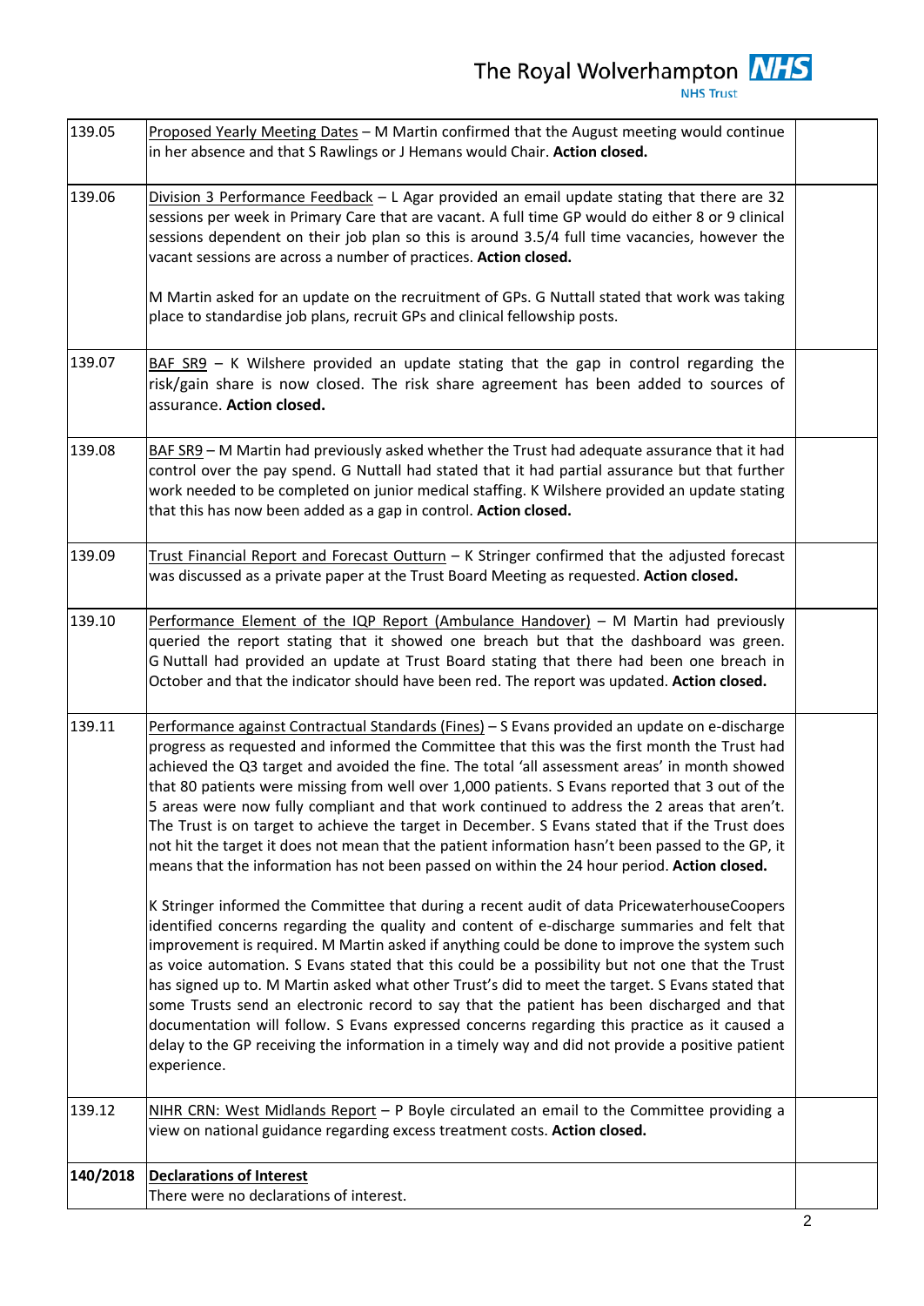| | | |
|---|---|---|
| 139.05 | Proposed Yearly Meeting Dates – M Martin confirmed that the August meeting would continue in her absence and that S Rawlings or J Hemans would Chair. **Action closed.** | |
| 139.06 | Division 3 Performance Feedback – L Agar provided an email update stating that there are 32 sessions per week in Primary Care that are vacant. A full time GP would do either 8 or 9 clinical sessions dependent on their job plan so this is around 3.5/4 full time vacancies, however the vacant sessions are across a number of practices. **Action closed.**<br><br>M Martin asked for an update on the recruitment of GPs. G Nuttall stated that work was taking place to standardise job plans, recruit GPs and clinical fellowship posts. | |
| 139.07 | BAF SR9 – K Wilshere provided an update stating that the gap in control regarding the risk/gain share is now closed. The risk share agreement has been added to sources of assurance. **Action closed.** | |
| 139.08 | BAF SR9 – M Martin had previously asked whether the Trust had adequate assurance that it had control over the pay spend. G Nuttall had stated that it had partial assurance but that further work needed to be completed on junior medical staffing. K Wilshere provided an update stating that this has now been added as a gap in control. **Action closed.** | |
| 139.09 | Trust Financial Report and Forecast Outturn – K Stringer confirmed that the adjusted forecast was discussed as a private paper at the Trust Board Meeting as requested. **Action closed.** | |
| 139.10 | Performance Element of the IQP Report (Ambulance Handover) – M Martin had previously queried the report stating that it showed one breach but that the dashboard was green. G Nuttall had provided an update at Trust Board stating that there had been one breach in October and that the indicator should have been red. The report was updated. **Action closed.** | |
| 139.11 | Performance against Contractual Standards (Fines) – S Evans provided an update on e-discharge progress as requested and informed the Committee that this was the first month the Trust had achieved the Q3 target and avoided the fine. The total 'all assessment areas' in month showed that 80 patients were missing from well over 1,000 patients. S Evans reported that 3 out of the 5 areas were now fully compliant and that work continued to address the 2 areas that aren't. The Trust is on target to achieve the target in December. S Evans stated that if the Trust does not hit the target it does not mean that the patient information hasn't been passed to the GP, it means that the information has not been passed on within the 24 hour period. **Action closed.**<br><br>K Stringer informed the Committee that during a recent audit of data PricewaterhouseCoopers identified concerns regarding the quality and content of e-discharge summaries and felt that improvement is required. M Martin asked if anything could be done to improve the system such as voice automation. S Evans stated that this could be a possibility but not one that the Trust has signed up to. M Martin asked what other Trust's did to meet the target. S Evans stated that some Trusts send an electronic record to say that the patient has been discharged and that documentation will follow. S Evans expressed concerns regarding this practice as it caused a delay to the GP receiving the information in a timely way and did not provide a positive patient experience. | |
| 139.12 | NIHR CRN: West Midlands Report – P Boyle circulated an email to the Committee providing a view on national guidance regarding excess treatment costs. **Action closed.** | |
| **140/2018** | **Declarations of Interest**<br>There were no declarations of interest. | |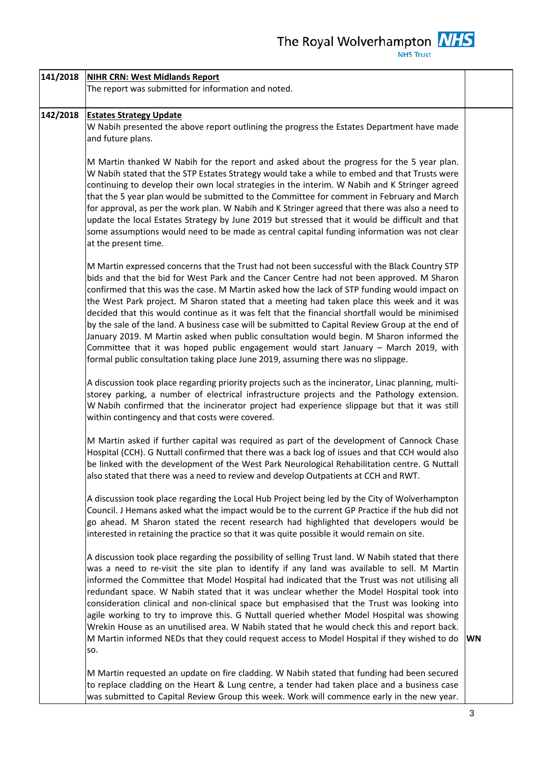| | | |
|---|---|---|
| 141/2018 | **NIHR CRN: West Midlands Report**<br>The report was submitted for information and noted. | |
| 142/2018 | **Estates Strategy Update**<br>W Nabih presented the above report outlining the progress the Estates Department have made and future plans.<br><br>M Martin thanked W Nabih for the report and asked about the progress for the 5 year plan. W Nabih stated that the STP Estates Strategy would take a while to embed and that Trusts were continuing to develop their own local strategies in the interim. W Nabih and K Stringer agreed that the 5 year plan would be submitted to the Committee for comment in February and March for approval, as per the work plan. W Nabih and K Stringer agreed that there was also a need to update the local Estates Strategy by June 2019 but stressed that it would be difficult and that some assumptions would need to be made as central capital funding information was not clear at the present time.<br><br>M Martin expressed concerns that the Trust had not been successful with the Black Country STP bids and that the bid for West Park and the Cancer Centre had not been approved. M Sharon confirmed that this was the case. M Martin asked how the lack of STP funding would impact on the West Park project. M Sharon stated that a meeting had taken place this week and it was decided that this would continue as it was felt that the financial shortfall would be minimised by the sale of the land. A business case will be submitted to Capital Review Group at the end of January 2019. M Martin asked when public consultation would begin. M Sharon informed the Committee that it was hoped public engagement would start January – March 2019, with formal public consultation taking place June 2019, assuming there was no slippage.<br><br>A discussion took place regarding priority projects such as the incinerator, Linac planning, multi-storey parking, a number of electrical infrastructure projects and the Pathology extension. W Nabih confirmed that the incinerator project had experience slippage but that it was still within contingency and that costs were covered.<br><br>M Martin asked if further capital was required as part of the development of Cannock Chase Hospital (CCH). G Nuttall confirmed that there was a back log of issues and that CCH would also be linked with the development of the West Park Neurological Rehabilitation centre. G Nuttall also stated that there was a need to review and develop Outpatients at CCH and RWT.<br><br>A discussion took place regarding the Local Hub Project being led by the City of Wolverhampton Council. J Hemans asked what the impact would be to the current GP Practice if the hub did not go ahead. M Sharon stated the recent research had highlighted that developers would be interested in retaining the practice so that it was quite possible it would remain on site.<br><br>A discussion took place regarding the possibility of selling Trust land. W Nabih stated that there was a need to re-visit the site plan to identify if any land was available to sell. M Martin informed the Committee that Model Hospital had indicated that the Trust was not utilising all redundant space. W Nabih stated that it was unclear whether the Model Hospital took into consideration clinical and non-clinical space but emphasised that the Trust was looking into agile working to try to improve this. G Nuttall queried whether Model Hospital was showing Wrekin House as an unutilised area. W Nabih stated that he would check this and report back. M Martin informed NEDs that they could request access to Model Hospital if they wished to do so.<br><br>M Martin requested an update on fire cladding. W Nabih stated that funding had been secured to replace cladding on the Heart & Lung centre, a tender had taken place and a business case was submitted to Capital Review Group this week. Work will commence early in the new year. | **WN** |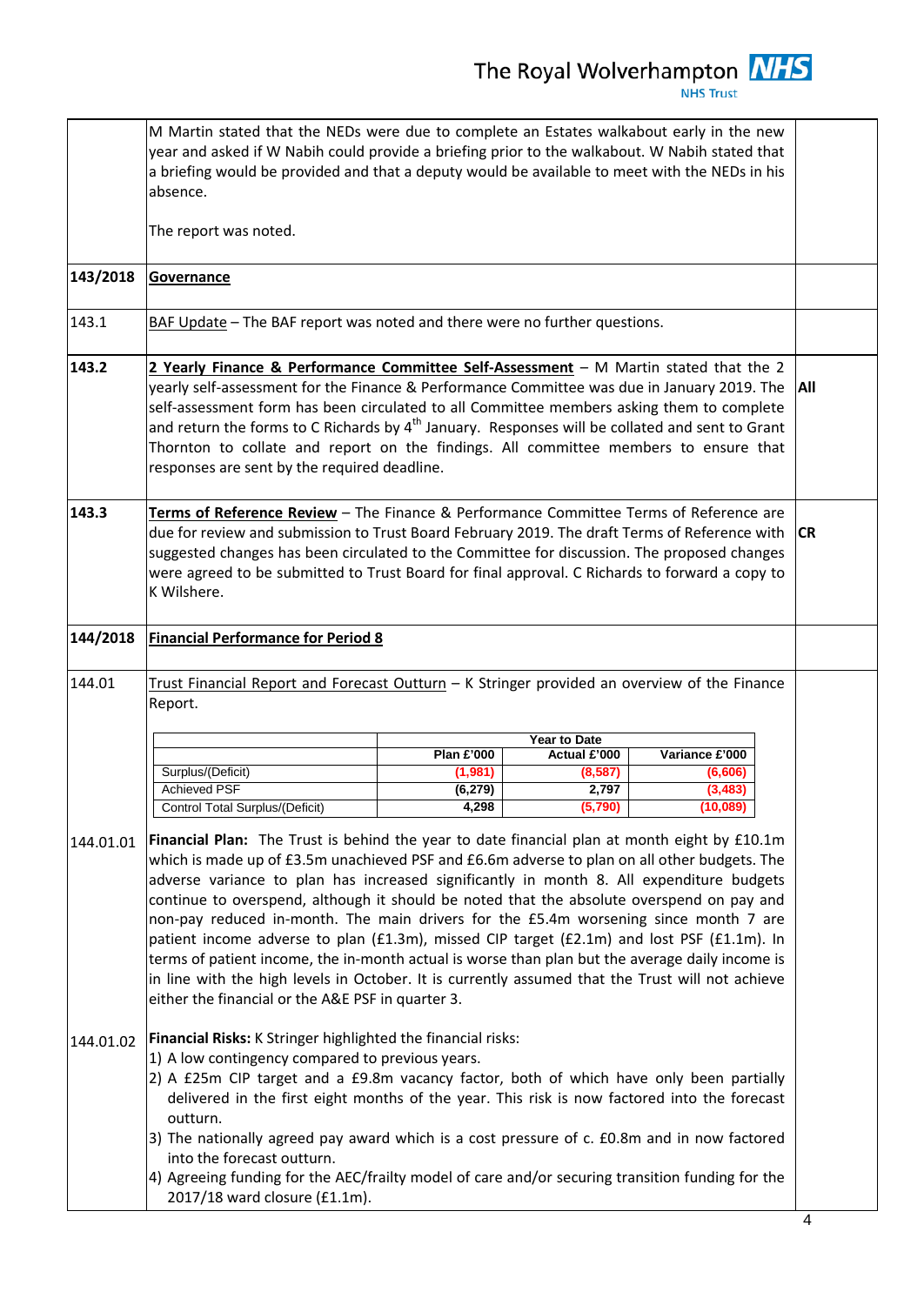| | | |
|---|---|---|
| | M Martin stated that the NEDs were due to complete an Estates walkabout early in the new year and asked if W Nabih could provide a briefing prior to the walkabout. W Nabih stated that a briefing would be provided and that a deputy would be available to meet with the NEDs in his absence.<br><br>The report was noted. | |
| **143/2018** | **Governance** | |
| 143.1 | BAF Update – The BAF report was noted and there were no further questions. | |
| **143.2** | **2 Yearly Finance & Performance Committee Self-Assessment** – M Martin stated that the 2 yearly self-assessment for the Finance & Performance Committee was due in January 2019. The self-assessment form has been circulated to all Committee members asking them to complete and return the forms to C Richards by 4th January. Responses will be collated and sent to Grant Thornton to collate and report on the findings. All committee members to ensure that responses are sent by the required deadline. | **All** |
| **143.3** | **Terms of Reference Review** – The Finance & Performance Committee Terms of Reference are due for review and submission to Trust Board February 2019. The draft Terms of Reference with suggested changes has been circulated to the Committee for discussion. The proposed changes were agreed to be submitted to Trust Board for final approval. C Richards to forward a copy to K Wilshere. | **CR** |
| **144/2018** | **Financial Performance for Period 8** | |
| 144.01 | Trust Financial Report and Forecast Outturn – K Stringer provided an overview of the Finance Report. | |

| | Year to Date | | |
|---|---|---|---|
| | **Plan £'000** | **Actual £'000** | **Variance £'000** |
| Surplus/(Deficit) | (1,981) | (8,587) | (6,606) |
| Achieved PSF | (6,279) | 2,797 | (3,483) |
| Control Total Surplus/(Deficit) | 4,298 | (5,790) | (10,089) |

| | | |
|---|---|---|
| 144.01.01 | **Financial Plan:** The Trust is behind the year to date financial plan at month eight by £10.1m which is made up of £3.5m unachieved PSF and £6.6m adverse to plan on all other budgets. The adverse variance to plan has increased significantly in month 8. All expenditure budgets continue to overspend, although it should be noted that the absolute overspend on pay and non-pay reduced in-month. The main drivers for the £5.4m worsening since month 7 are patient income adverse to plan (£1.3m), missed CIP target (£2.1m) and lost PSF (£1.1m). In terms of patient income, the in-month actual is worse than plan but the average daily income is in line with the high levels in October. It is currently assumed that the Trust will not achieve either the financial or the A&E PSF in quarter 3. | |
| 144.01.02 | **Financial Risks:** K Stringer highlighted the financial risks:<br>1) A low contingency compared to previous years.<br>2) A £25m CIP target and a £9.8m vacancy factor, both of which have only been partially delivered in the first eight months of the year. This risk is now factored into the forecast outturn.<br>3) The nationally agreed pay award which is a cost pressure of c. £0.8m and in now factored into the forecast outturn.<br>4) Agreeing funding for the AEC/frailty model of care and/or securing transition funding for the 2017/18 ward closure (£1.1m). | |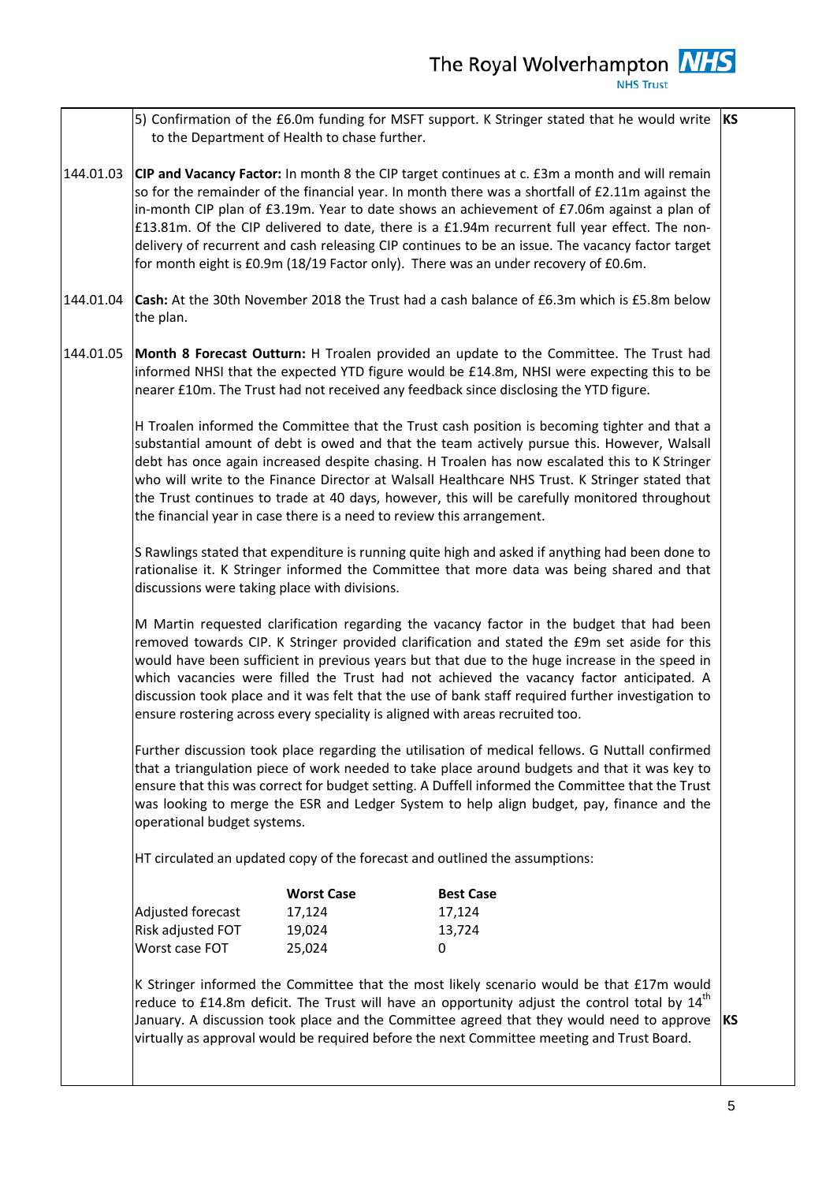| | | |
|---|---|---|
| | 5) Confirmation of the £6.0m funding for MSFT support. K Stringer stated that he would write to the Department of Health to chase further. | **KS** |
| 144.01.03 | **CIP and Vacancy Factor:** In month 8 the CIP target continues at c. £3m a month and will remain so for the remainder of the financial year. In month there was a shortfall of £2.11m against the in-month CIP plan of £3.19m. Year to date shows an achievement of £7.06m against a plan of £13.81m. Of the CIP delivered to date, there is a £1.94m recurrent full year effect. The non-delivery of recurrent and cash releasing CIP continues to be an issue. The vacancy factor target for month eight is £0.9m (18/19 Factor only). There was an under recovery of £0.6m. | |
| 144.01.04 | **Cash:** At the 30th November 2018 the Trust had a cash balance of £6.3m which is £5.8m below the plan. | |
| 144.01.05 | **Month 8 Forecast Outturn:** H Troalen provided an update to the Committee. The Trust had informed NHSI that the expected YTD figure would be £14.8m, NHSI were expecting this to be nearer £10m. The Trust had not received any feedback since disclosing the YTD figure.<br><br>H Troalen informed the Committee that the Trust cash position is becoming tighter and that a substantial amount of debt is owed and that the team actively pursue this. However, Walsall debt has once again increased despite chasing. H Troalen has now escalated this to K Stringer who will write to the Finance Director at Walsall Healthcare NHS Trust. K Stringer stated that the Trust continues to trade at 40 days, however, this will be carefully monitored throughout the financial year in case there is a need to review this arrangement.<br><br>S Rawlings stated that expenditure is running quite high and asked if anything had been done to rationalise it. K Stringer informed the Committee that more data was being shared and that discussions were taking place with divisions.<br><br>M Martin requested clarification regarding the vacancy factor in the budget that had been removed towards CIP. K Stringer provided clarification and stated the £9m set aside for this would have been sufficient in previous years but that due to the huge increase in the speed in which vacancies were filled the Trust had not achieved the vacancy factor anticipated. A discussion took place and it was felt that the use of bank staff required further investigation to ensure rostering across every speciality is aligned with areas recruited too.<br><br>Further discussion took place regarding the utilisation of medical fellows. G Nuttall confirmed that a triangulation piece of work needed to take place around budgets and that it was key to ensure that this was correct for budget setting. A Duffell informed the Committee that the Trust was looking to merge the ESR and Ledger System to help align budget, pay, finance and the operational budget systems.<br><br>HT circulated an updated copy of the forecast and outlined the assumptions:<br><br>\| \| **Worst Case** \| **Best Case** \|<br>Adjusted forecast \| 17,124 \| 17,124<br>Risk adjusted FOT \| 19,024 \| 13,724<br>Worst case FOT \| 25,024 \| 0<br><br>K Stringer informed the Committee that the most likely scenario would be that £17m would reduce to £14.8m deficit. The Trust will have an opportunity adjust the control total by 14th January. A discussion took place and the Committee agreed that they would need to approve virtually as approval would be required before the next Committee meeting and Trust Board. | **KS** |

| | Worst Case | Best Case |
|---|---|---|
| Adjusted forecast | 17,124 | 17,124 |
| Risk adjusted FOT | 19,024 | 13,724 |
| Worst case FOT | 25,024 | 0 |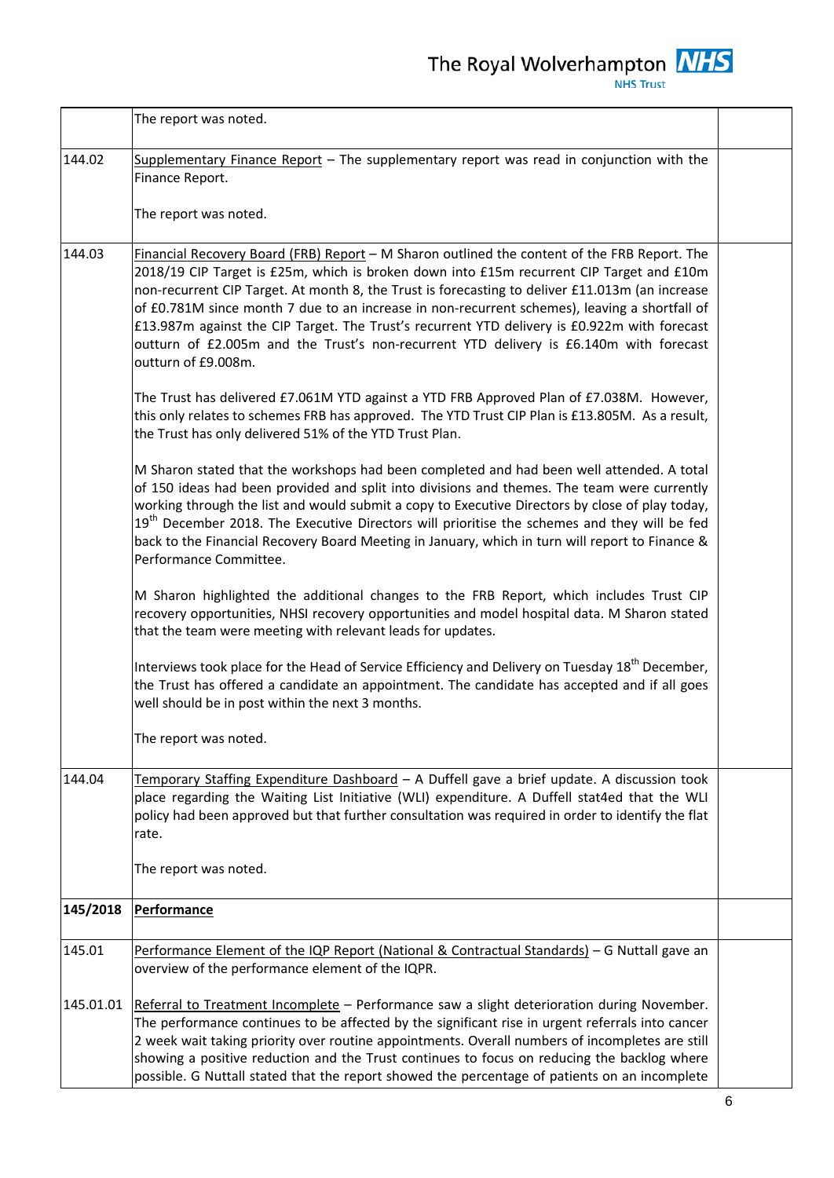| | | |
|---|---|---|
| | The report was noted. | |
| 144.02 | Supplementary Finance Report – The supplementary report was read in conjunction with the Finance Report.<br><br>The report was noted. | |
| 144.03 | Financial Recovery Board (FRB) Report – M Sharon outlined the content of the FRB Report. The 2018/19 CIP Target is £25m, which is broken down into £15m recurrent CIP Target and £10m non-recurrent CIP Target. At month 8, the Trust is forecasting to deliver £11.013m (an increase of £0.781M since month 7 due to an increase in non-recurrent schemes), leaving a shortfall of £13.987m against the CIP Target. The Trust's recurrent YTD delivery is £0.922m with forecast outturn of £2.005m and the Trust's non-recurrent YTD delivery is £6.140m with forecast outturn of £9.008m.<br><br>The Trust has delivered £7.061M YTD against a YTD FRB Approved Plan of £7.038M. However, this only relates to schemes FRB has approved. The YTD Trust CIP Plan is £13.805M. As a result, the Trust has only delivered 51% of the YTD Trust Plan.<br><br>M Sharon stated that the workshops had been completed and had been well attended. A total of 150 ideas had been provided and split into divisions and themes. The team were currently working through the list and would submit a copy to Executive Directors by close of play today, 19th December 2018. The Executive Directors will prioritise the schemes and they will be fed back to the Financial Recovery Board Meeting in January, which in turn will report to Finance & Performance Committee.<br><br>M Sharon highlighted the additional changes to the FRB Report, which includes Trust CIP recovery opportunities, NHSI recovery opportunities and model hospital data. M Sharon stated that the team were meeting with relevant leads for updates.<br><br>Interviews took place for the Head of Service Efficiency and Delivery on Tuesday 18th December, the Trust has offered a candidate an appointment. The candidate has accepted and if all goes well should be in post within the next 3 months.<br><br>The report was noted. | |
| 144.04 | Temporary Staffing Expenditure Dashboard – A Duffell gave a brief update. A discussion took place regarding the Waiting List Initiative (WLI) expenditure. A Duffell stat4ed that the WLI policy had been approved but that further consultation was required in order to identify the flat rate.<br><br>The report was noted. | |
| **145/2018** | **Performance** | |
| 145.01<br><br>145.01.01 | Performance Element of the IQP Report (National & Contractual Standards) – G Nuttall gave an overview of the performance element of the IQPR.<br><br>Referral to Treatment Incomplete – Performance saw a slight deterioration during November. The performance continues to be affected by the significant rise in urgent referrals into cancer 2 week wait taking priority over routine appointments. Overall numbers of incompletes are still showing a positive reduction and the Trust continues to focus on reducing the backlog where possible. G Nuttall stated that the report showed the percentage of patients on an incomplete | |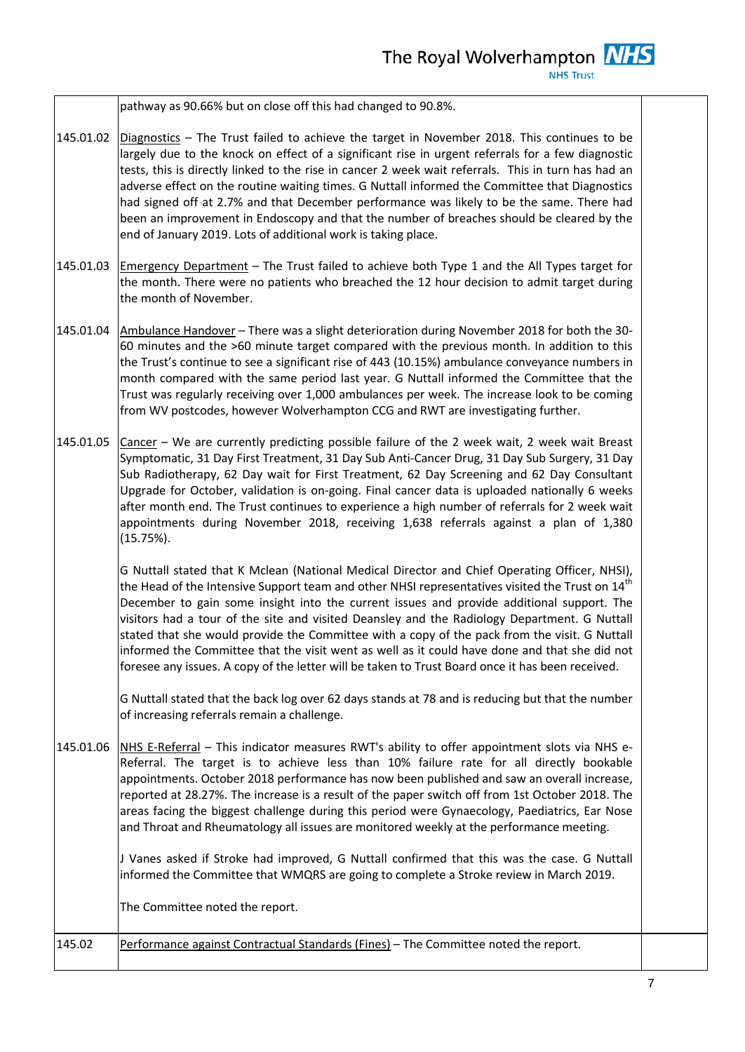| | | |
|---|---|---|
| | pathway as 90.66% but on close off this had changed to 90.8%. | |
| 145.01.02 | <u>Diagnostics</u> – The Trust failed to achieve the target in November 2018. This continues to be largely due to the knock on effect of a significant rise in urgent referrals for a few diagnostic tests, this is directly linked to the rise in cancer 2 week wait referrals. This in turn has had an adverse effect on the routine waiting times. G Nuttall informed the Committee that Diagnostics had signed off at 2.7% and that December performance was likely to be the same. There had been an improvement in Endoscopy and that the number of breaches should be cleared by the end of January 2019. Lots of additional work is taking place. | |
| 145.01.03 | <u>Emergency Department</u> – The Trust failed to achieve both Type 1 and the All Types target for the month. There were no patients who breached the 12 hour decision to admit target during the month of November. | |
| 145.01.04 | <u>Ambulance Handover</u> – There was a slight deterioration during November 2018 for both the 30-60 minutes and the >60 minute target compared with the previous month. In addition to this the Trust's continue to see a significant rise of 443 (10.15%) ambulance conveyance numbers in month compared with the same period last year. G Nuttall informed the Committee that the Trust was regularly receiving over 1,000 ambulances per week. The increase look to be coming from WV postcodes, however Wolverhampton CCG and RWT are investigating further. | |
| 145.01.05 | <u>Cancer</u> – We are currently predicting possible failure of the 2 week wait, 2 week wait Breast Symptomatic, 31 Day First Treatment, 31 Day Sub Anti-Cancer Drug, 31 Day Sub Surgery, 31 Day Sub Radiotherapy, 62 Day wait for First Treatment, 62 Day Screening and 62 Day Consultant Upgrade for October, validation is on-going. Final cancer data is uploaded nationally 6 weeks after month end. The Trust continues to experience a high number of referrals for 2 week wait appointments during November 2018, receiving 1,638 referrals against a plan of 1,380 (15.75%).<br><br>G Nuttall stated that K Mclean (National Medical Director and Chief Operating Officer, NHSI), the Head of the Intensive Support team and other NHSI representatives visited the Trust on 14th December to gain some insight into the current issues and provide additional support. The visitors had a tour of the site and visited Deansley and the Radiology Department. G Nuttall stated that she would provide the Committee with a copy of the pack from the visit. G Nuttall informed the Committee that the visit went as well as it could have done and that she did not foresee any issues. A copy of the letter will be taken to Trust Board once it has been received.<br><br>G Nuttall stated that the back log over 62 days stands at 78 and is reducing but that the number of increasing referrals remain a challenge. | |
| 145.01.06 | <u>NHS E-Referral</u> – This indicator measures RWT's ability to offer appointment slots via NHS e-Referral. The target is to achieve less than 10% failure rate for all directly bookable appointments. October 2018 performance has now been published and saw an overall increase, reported at 28.27%. The increase is a result of the paper switch off from 1st October 2018. The areas facing the biggest challenge during this period were Gynaecology, Paediatrics, Ear Nose and Throat and Rheumatology all issues are monitored weekly at the performance meeting.<br><br>J Vanes asked if Stroke had improved, G Nuttall confirmed that this was the case. G Nuttall informed the Committee that WMQRS are going to complete a Stroke review in March 2019.<br><br>The Committee noted the report. | |
| 145.02 | <u>Performance against Contractual Standards (Fines)</u> – The Committee noted the report. | |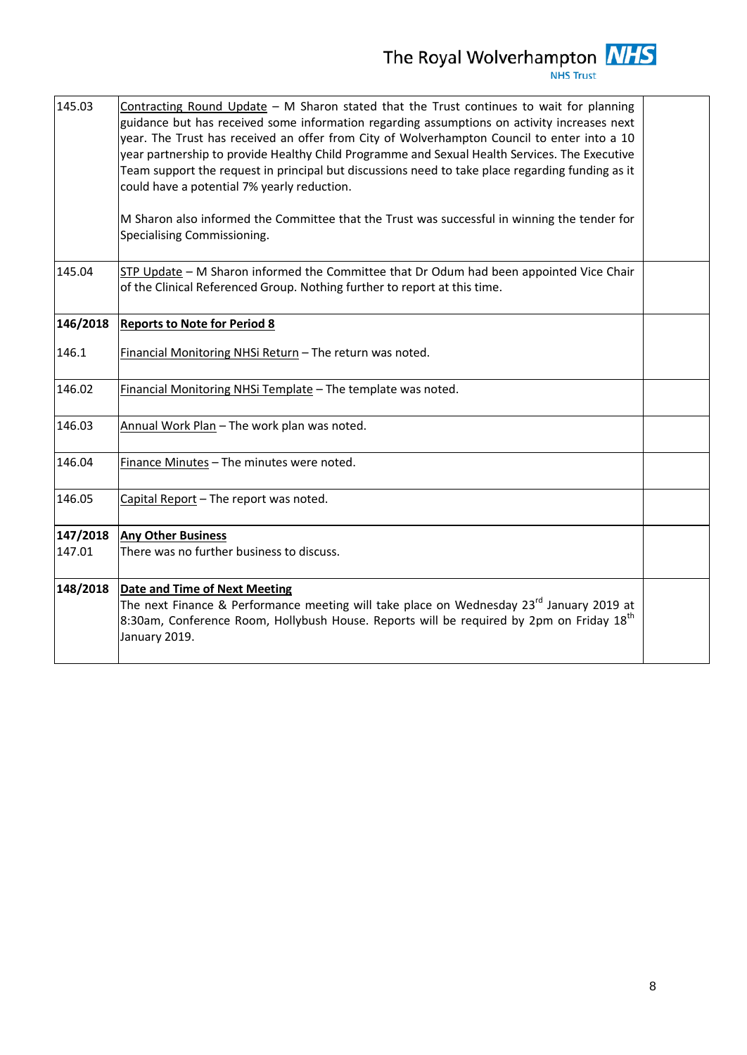| | | |
|---|---|---|
| 145.03 | Contracting Round Update – M Sharon stated that the Trust continues to wait for planning guidance but has received some information regarding assumptions on activity increases next year. The Trust has received an offer from City of Wolverhampton Council to enter into a 10 year partnership to provide Healthy Child Programme and Sexual Health Services. The Executive Team support the request in principal but discussions need to take place regarding funding as it could have a potential 7% yearly reduction.<br><br>M Sharon also informed the Committee that the Trust was successful in winning the tender for Specialising Commissioning. | |
| 145.04 | STP Update – M Sharon informed the Committee that Dr Odum had been appointed Vice Chair of the Clinical Referenced Group. Nothing further to report at this time. | |
| **146/2018** | **Reports to Note for Period 8** | |
| 146.1 | Financial Monitoring NHSi Return – The return was noted. | |
| 146.02 | Financial Monitoring NHSi Template – The template was noted. | |
| 146.03 | Annual Work Plan – The work plan was noted. | |
| 146.04 | Finance Minutes – The minutes were noted. | |
| 146.05 | Capital Report – The report was noted. | |
| **147/2018**<br>147.01 | **Any Other Business**<br>There was no further business to discuss. | |
| **148/2018** | **Date and Time of Next Meeting**<br>The next Finance & Performance meeting will take place on Wednesday 23rd January 2019 at 8:30am, Conference Room, Hollybush House. Reports will be required by 2pm on Friday 18th January 2019. | |